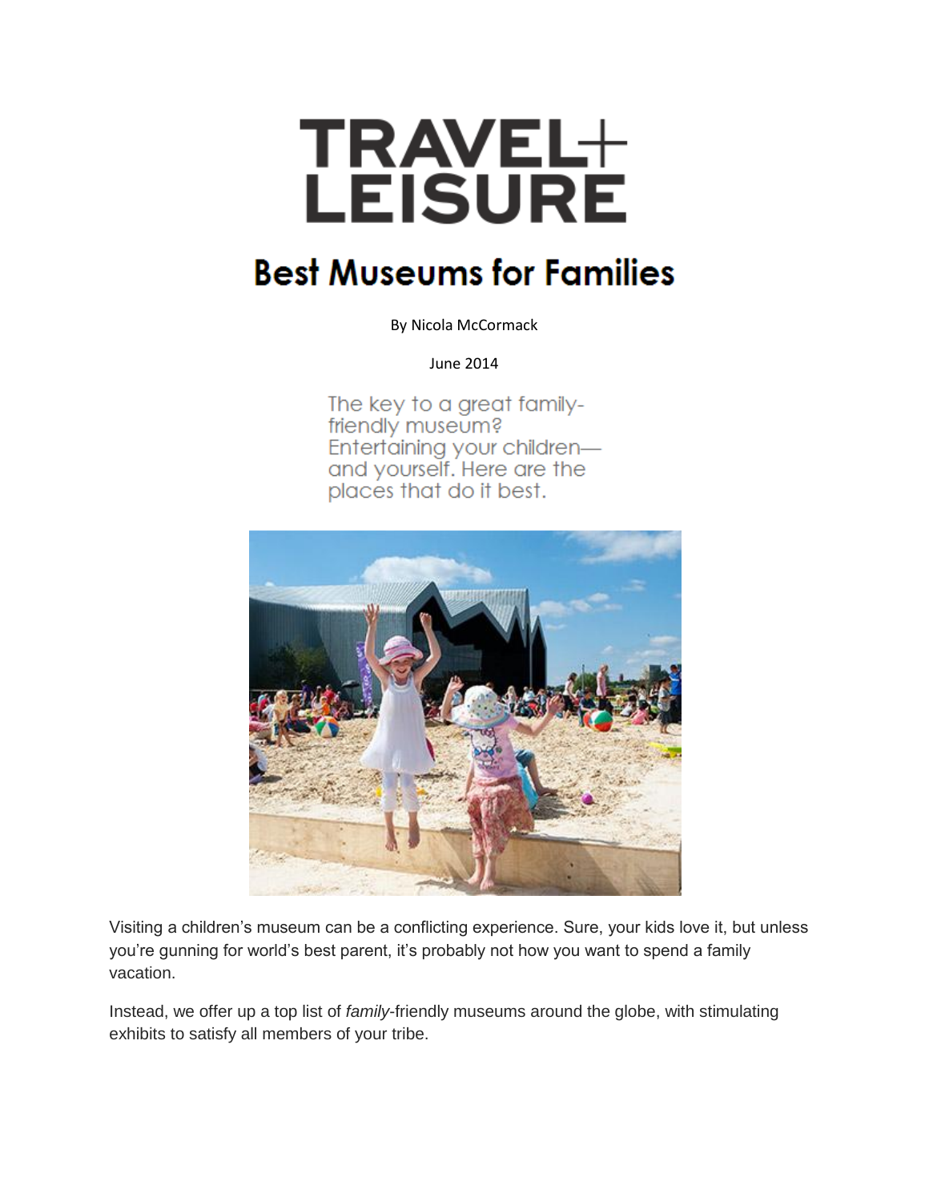# TRAVEL+ LEISURE

## Best Museums for Families

By Nicola McCormack

June 2014

The key to a great family-friendly museum? Entertaining your children—and yourself. Here are the places that do it best.

Visiting a children's museum can be a conflicting experience. Sure, your kids love it, but unless you're gunning for world's best parent, it's probably not how you want to spend a family vacation.

Instead, we offer up a top list of *family*-friendly museums around the globe, with stimulating exhibits to satisfy all members of your tribe.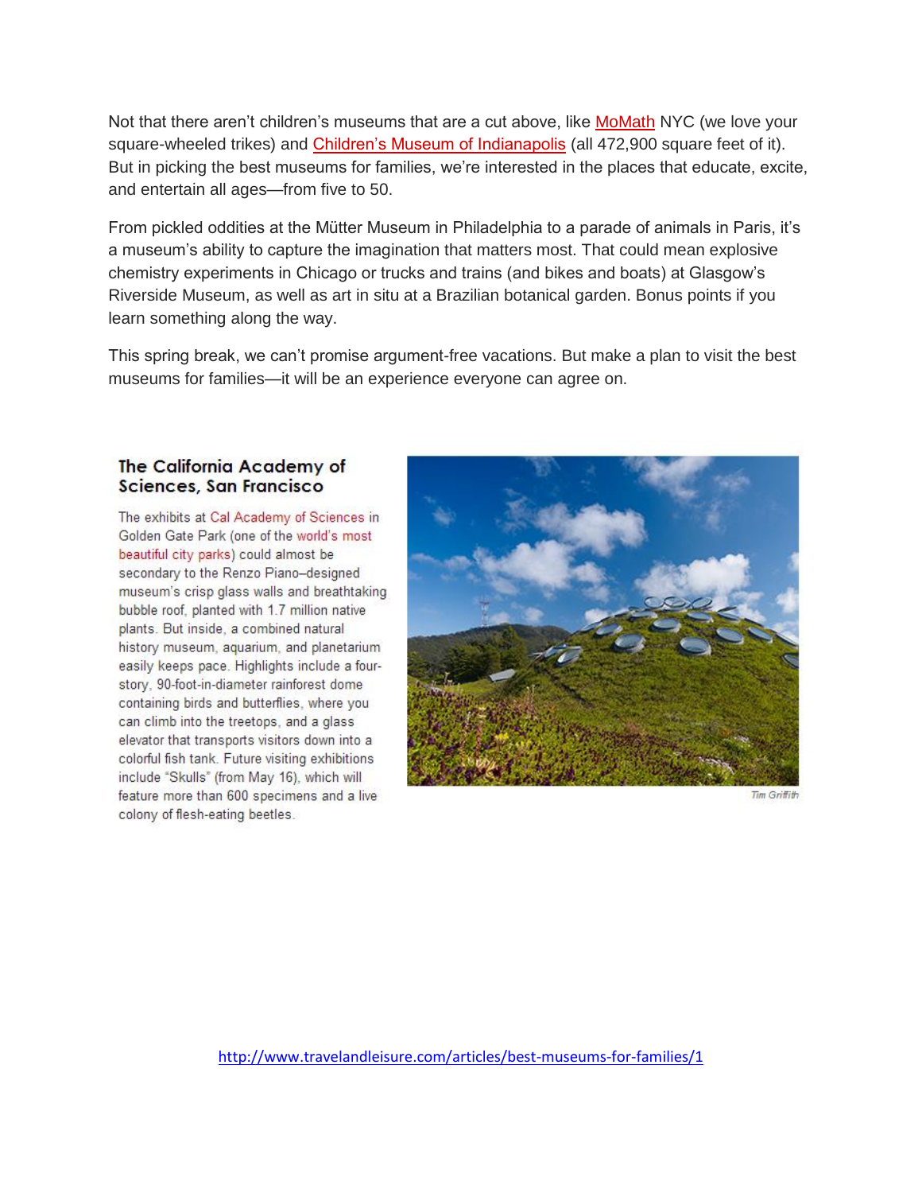Not that there aren't children's museums that are a cut above, like MoMath NYC (we love your square-wheeled trikes) and Children's Museum of Indianapolis (all 472,900 square feet of it). But in picking the best museums for families, we're interested in the places that educate, excite, and entertain all ages—from five to 50.

From pickled oddities at the Mütter Museum in Philadelphia to a parade of animals in Paris, it's a museum's ability to capture the imagination that matters most. That could mean explosive chemistry experiments in Chicago or trucks and trains (and bikes and boats) at Glasgow's Riverside Museum, as well as art in situ at a Brazilian botanical garden. Bonus points if you learn something along the way.

This spring break, we can't promise argument-free vacations. But make a plan to visit the best museums for families—it will be an experience everyone can agree on.

## The California Academy of Sciences, San Francisco

The exhibits at Cal Academy of Sciences in Golden Gate Park (one of the world's most beautiful city parks) could almost be secondary to the Renzo Piano–designed museum's crisp glass walls and breathtaking bubble roof, planted with 1.7 million native plants. But inside, a combined natural history museum, aquarium, and planetarium easily keeps pace. Highlights include a four-story, 90-foot-in-diameter rainforest dome containing birds and butterflies, where you can climb into the treetops, and a glass elevator that transports visitors down into a colorful fish tank. Future visiting exhibitions include "Skulls" (from May 16), which will feature more than 600 specimens and a live colony of flesh-eating beetles.

Tim Griffith

http://www.travelandleisure.com/articles/best-museums-for-families/1